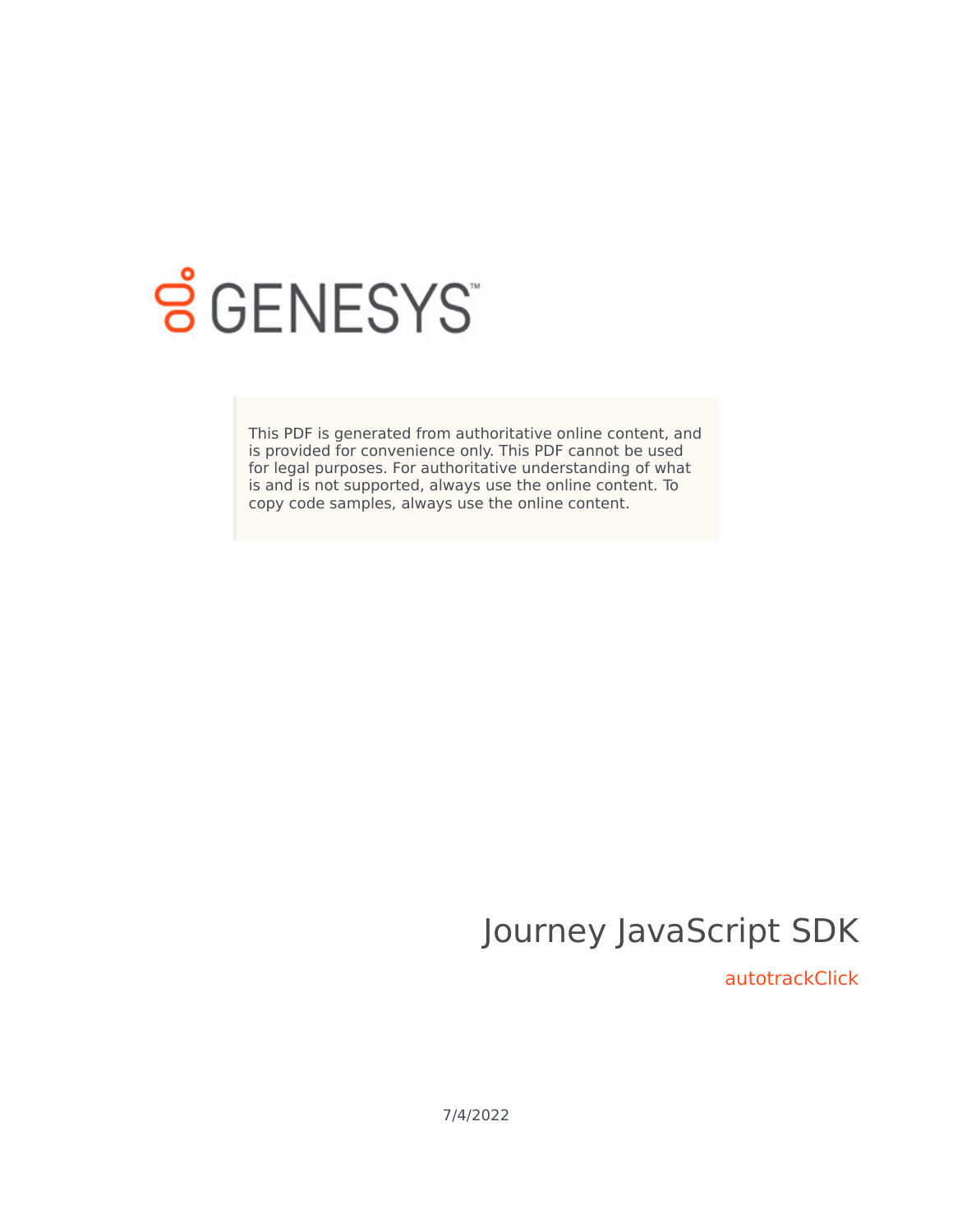GENESYS

This PDF is generated from authoritative online content, and is provided for convenience only. This PDF cannot be used for legal purposes. For authoritative understanding of what is and is not supported, always use the online content. To copy code samples, always use the online content.

# Journey JavaScript SDK

## autotrackClick

7/4/2022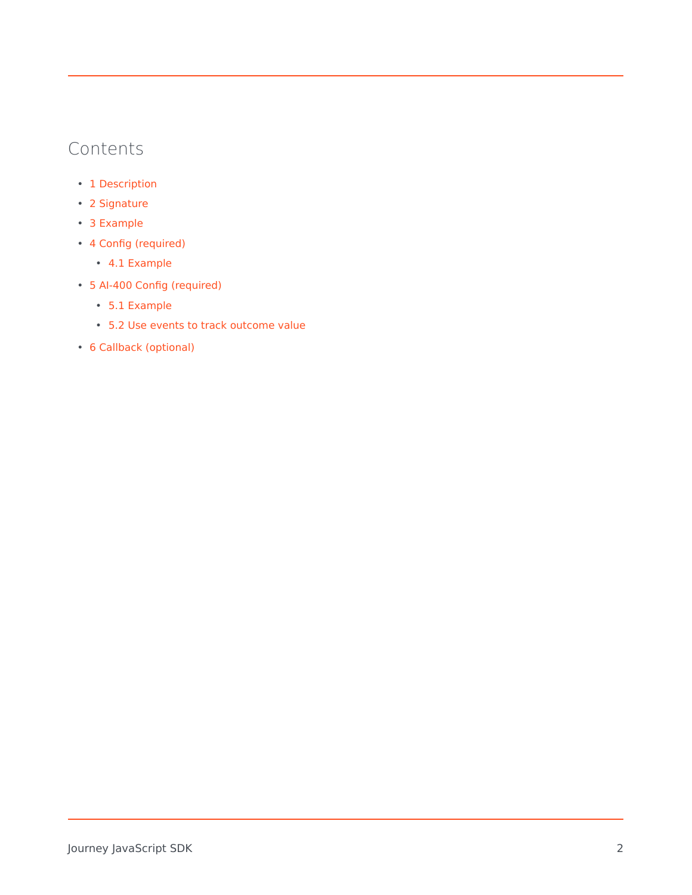## Contents

- 1 Description
- 2 Signature
- 3 Example
- 4 Config (required)
    - 4.1 Example
- 5 AI-400 Config (required)
    - 5.1 Example
    - 5.2 Use events to track outcome value
- 6 Callback (optional)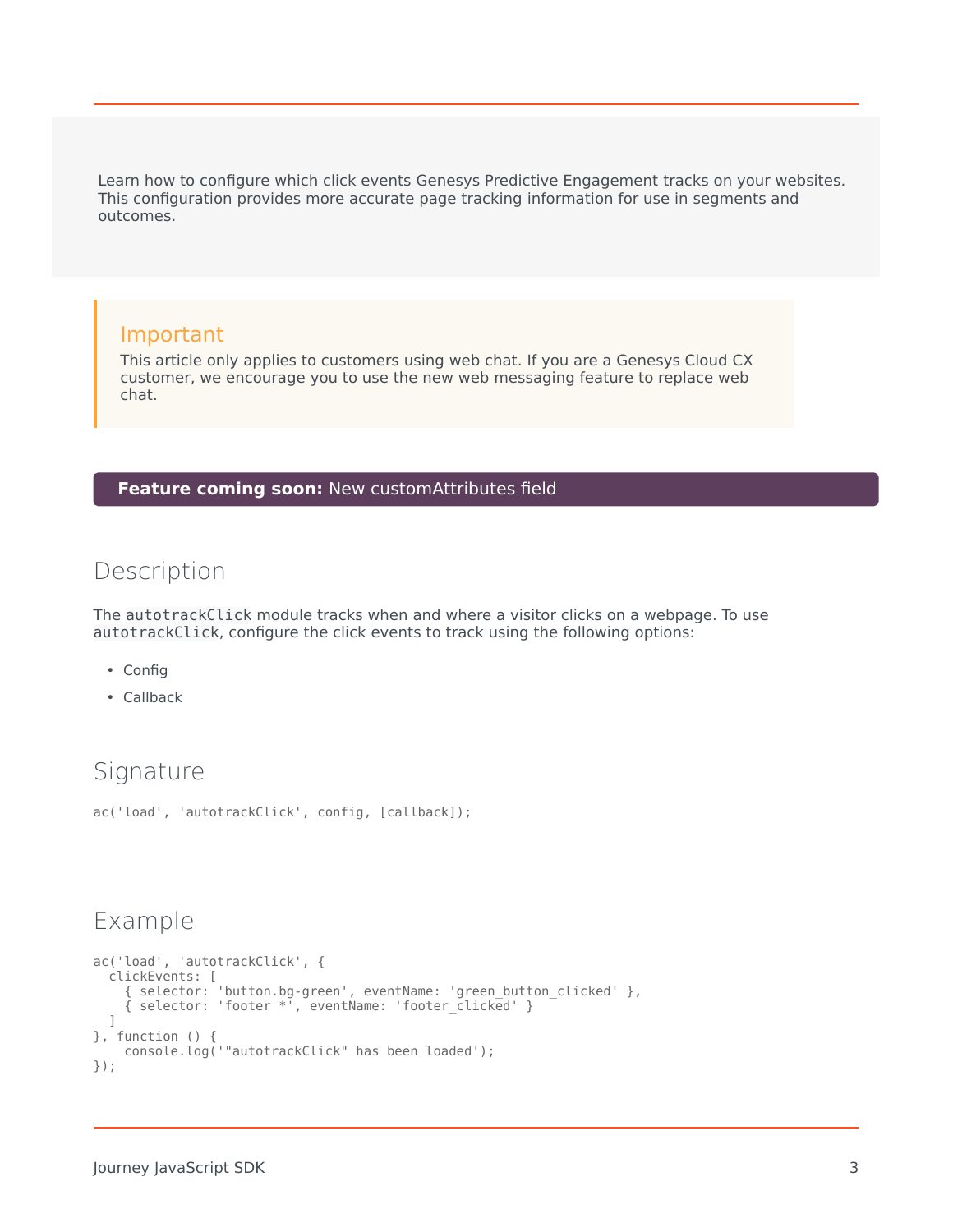Learn how to configure which click events Genesys Predictive Engagement tracks on your websites. This configuration provides more accurate page tracking information for use in segments and outcomes.

> **Important**
>
> This article only applies to customers using web chat. If you are a Genesys Cloud CX customer, we encourage you to use the new web messaging feature to replace web chat.

**Feature coming soon:** New customAttributes field

## Description

The `autotrackClick` module tracks when and where a visitor clicks on a webpage. To use `autotrackClick`, configure the click events to track using the following options:

- Config
- Callback

## Signature

```
ac('load', 'autotrackClick', config, [callback]);
```

## Example

```
ac('load', 'autotrackClick', {
  clickEvents: [
    { selector: 'button.bg-green', eventName: 'green_button_clicked' },
    { selector: 'footer *', eventName: 'footer_clicked' }
  ]
}, function () {
    console.log('"autotrackClick" has been loaded');
});
```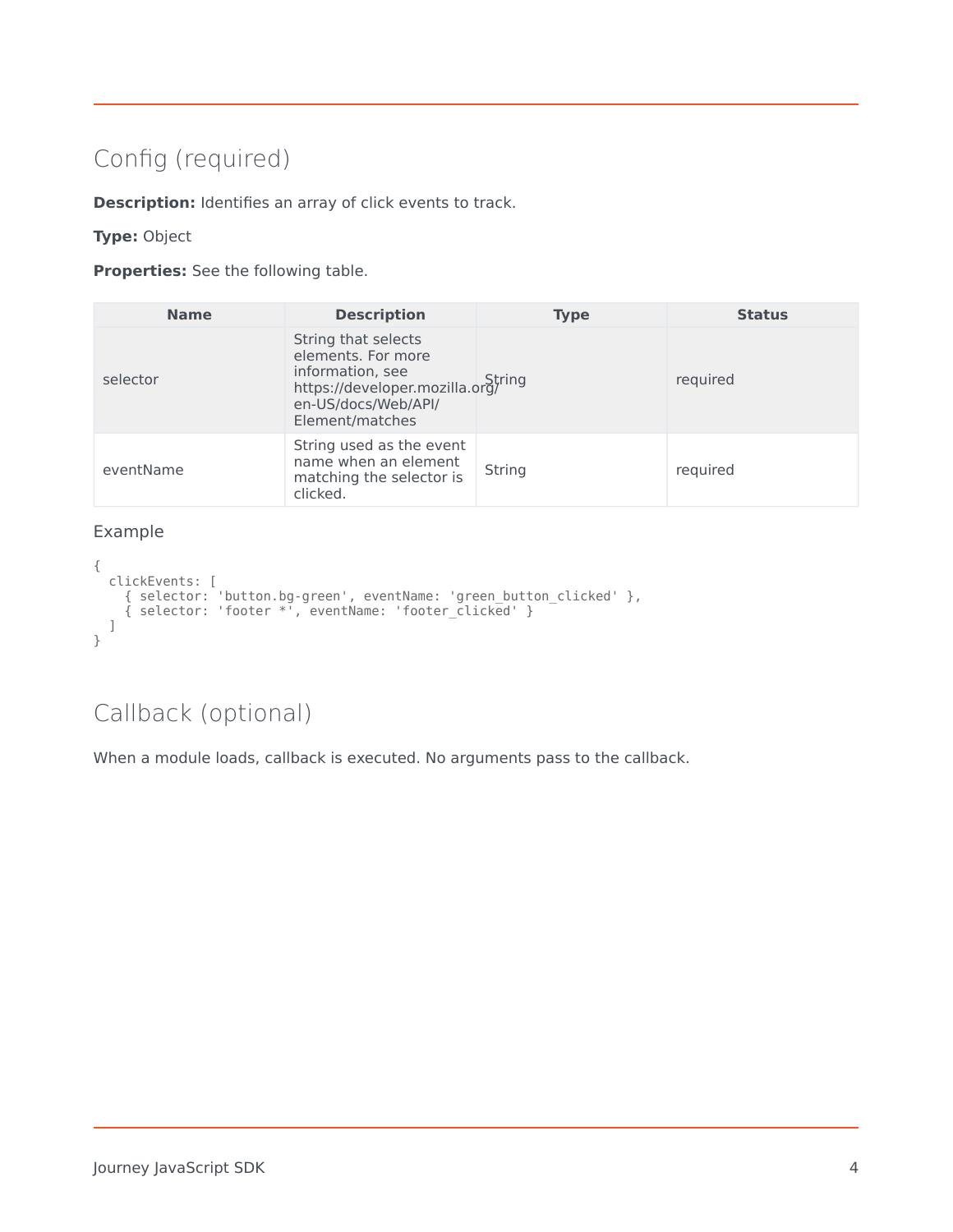## Config (required)

**Description:** Identifies an array of click events to track.

**Type:** Object

**Properties:** See the following table.

| Name | Description | Type | Status |
| --- | --- | --- | --- |
| selector | String that selects elements. For more information, see https://developer.mozilla.org/en-US/docs/Web/API/Element/matches | String | required |
| eventName | String used as the event name when an element matching the selector is clicked. | String | required |

### Example

```
{
  clickEvents: [
    { selector: 'button.bg-green', eventName: 'green_button_clicked' },
    { selector: 'footer *', eventName: 'footer_clicked' }
  ]
}
```

## Callback (optional)

When a module loads, callback is executed. No arguments pass to the callback.